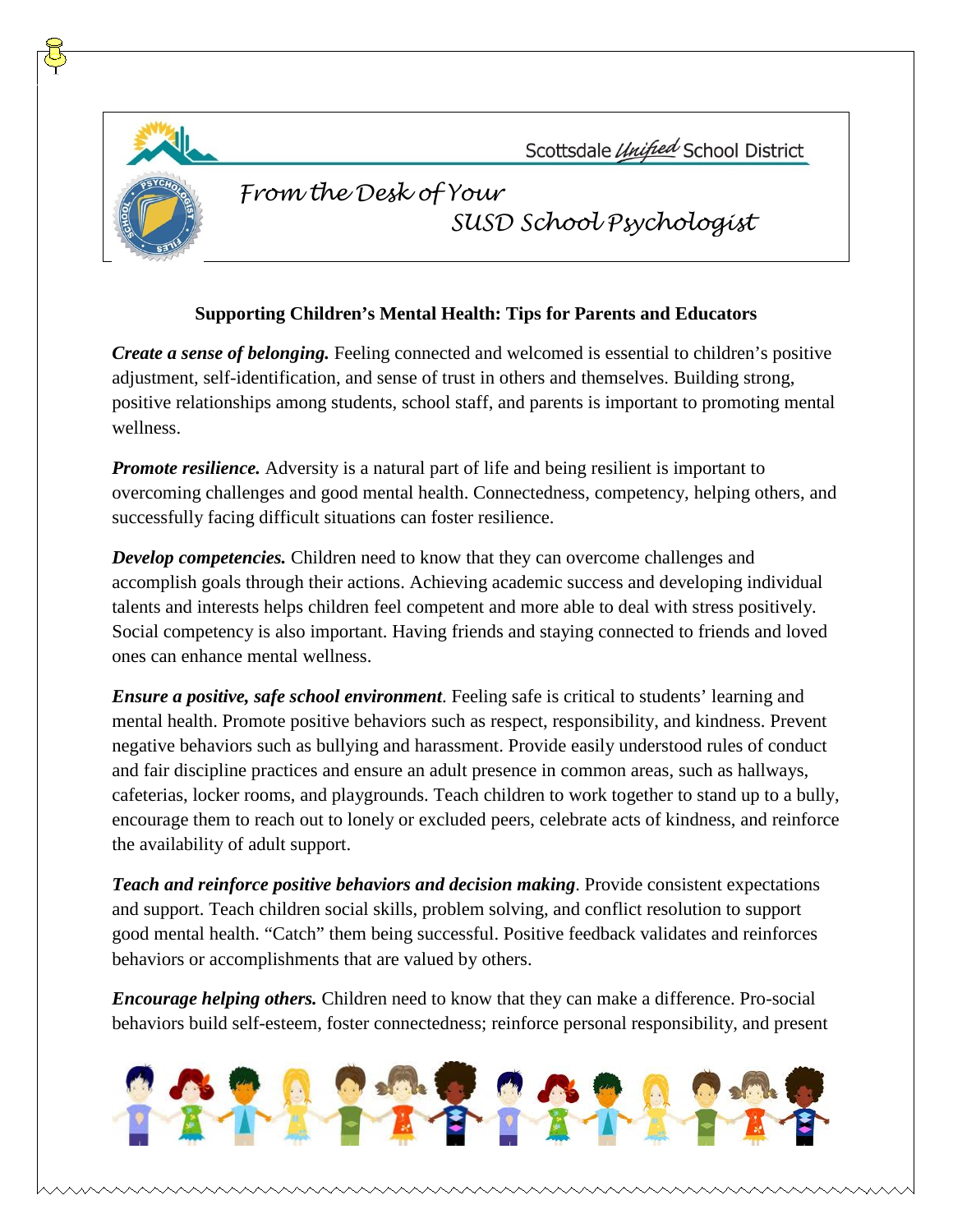Scottsdale Unified School District

From the Desk of Your SUSD School Psychologist

## Supporting Children's Mental Health: Tips for Parents and Educators

***Create a sense of belonging.*** Feeling connected and welcomed is essential to children's positive adjustment, self-identification, and sense of trust in others and themselves. Building strong, positive relationships among students, school staff, and parents is important to promoting mental wellness.

***Promote resilience.*** Adversity is a natural part of life and being resilient is important to overcoming challenges and good mental health. Connectedness, competency, helping others, and successfully facing difficult situations can foster resilience.

***Develop competencies.*** Children need to know that they can overcome challenges and accomplish goals through their actions. Achieving academic success and developing individual talents and interests helps children feel competent and more able to deal with stress positively. Social competency is also important. Having friends and staying connected to friends and loved ones can enhance mental wellness.

***Ensure a positive, safe school environment*.** Feeling safe is critical to students' learning and mental health. Promote positive behaviors such as respect, responsibility, and kindness. Prevent negative behaviors such as bullying and harassment. Provide easily understood rules of conduct and fair discipline practices and ensure an adult presence in common areas, such as hallways, cafeterias, locker rooms, and playgrounds. Teach children to work together to stand up to a bully, encourage them to reach out to lonely or excluded peers, celebrate acts of kindness, and reinforce the availability of adult support.

***Teach and reinforce positive behaviors and decision making*.** Provide consistent expectations and support. Teach children social skills, problem solving, and conflict resolution to support good mental health. "Catch" them being successful. Positive feedback validates and reinforces behaviors or accomplishments that are valued by others.

***Encourage helping others.*** Children need to know that they can make a difference. Pro-social behaviors build self-esteem, foster connectedness; reinforce personal responsibility, and present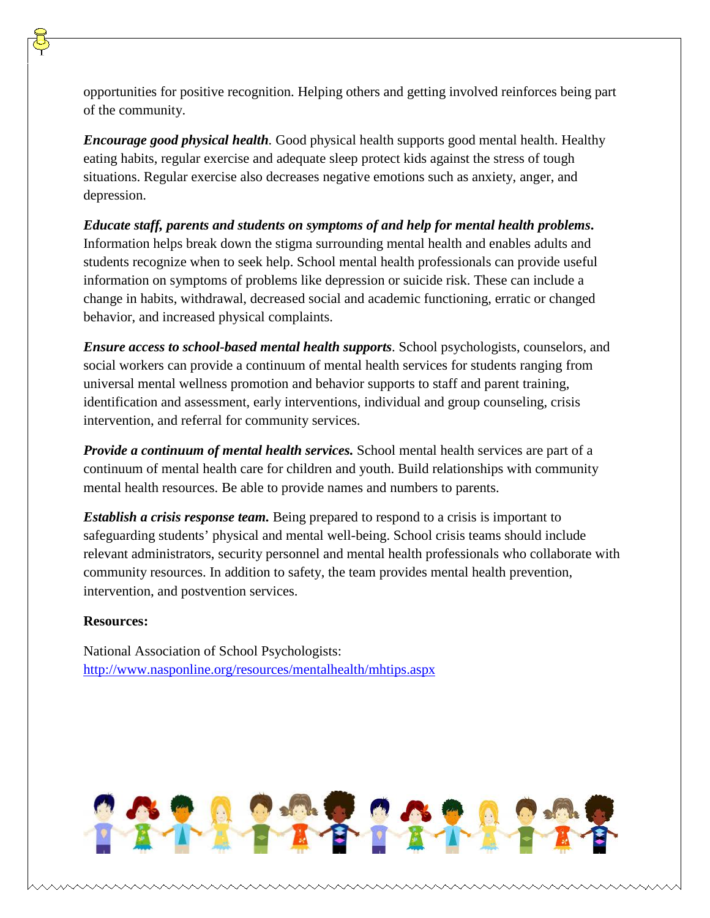opportunities for positive recognition. Helping others and getting involved reinforces being part of the community.

***Encourage good physical health***. Good physical health supports good mental health. Healthy eating habits, regular exercise and adequate sleep protect kids against the stress of tough situations. Regular exercise also decreases negative emotions such as anxiety, anger, and depression.

***Educate staff, parents and students on symptoms of and help for mental health problems.*** Information helps break down the stigma surrounding mental health and enables adults and students recognize when to seek help. School mental health professionals can provide useful information on symptoms of problems like depression or suicide risk. These can include a change in habits, withdrawal, decreased social and academic functioning, erratic or changed behavior, and increased physical complaints.

***Ensure access to school-based mental health supports***. School psychologists, counselors, and social workers can provide a continuum of mental health services for students ranging from universal mental wellness promotion and behavior supports to staff and parent training, identification and assessment, early interventions, individual and group counseling, crisis intervention, and referral for community services.

***Provide a continuum of mental health services.*** School mental health services are part of a continuum of mental health care for children and youth. Build relationships with community mental health resources. Be able to provide names and numbers to parents.

***Establish a crisis response team.*** Being prepared to respond to a crisis is important to safeguarding students' physical and mental well-being. School crisis teams should include relevant administrators, security personnel and mental health professionals who collaborate with community resources. In addition to safety, the team provides mental health prevention, intervention, and postvention services.

**Resources:**

National Association of School Psychologists:
http://www.nasponline.org/resources/mentalhealth/mhtips.aspx